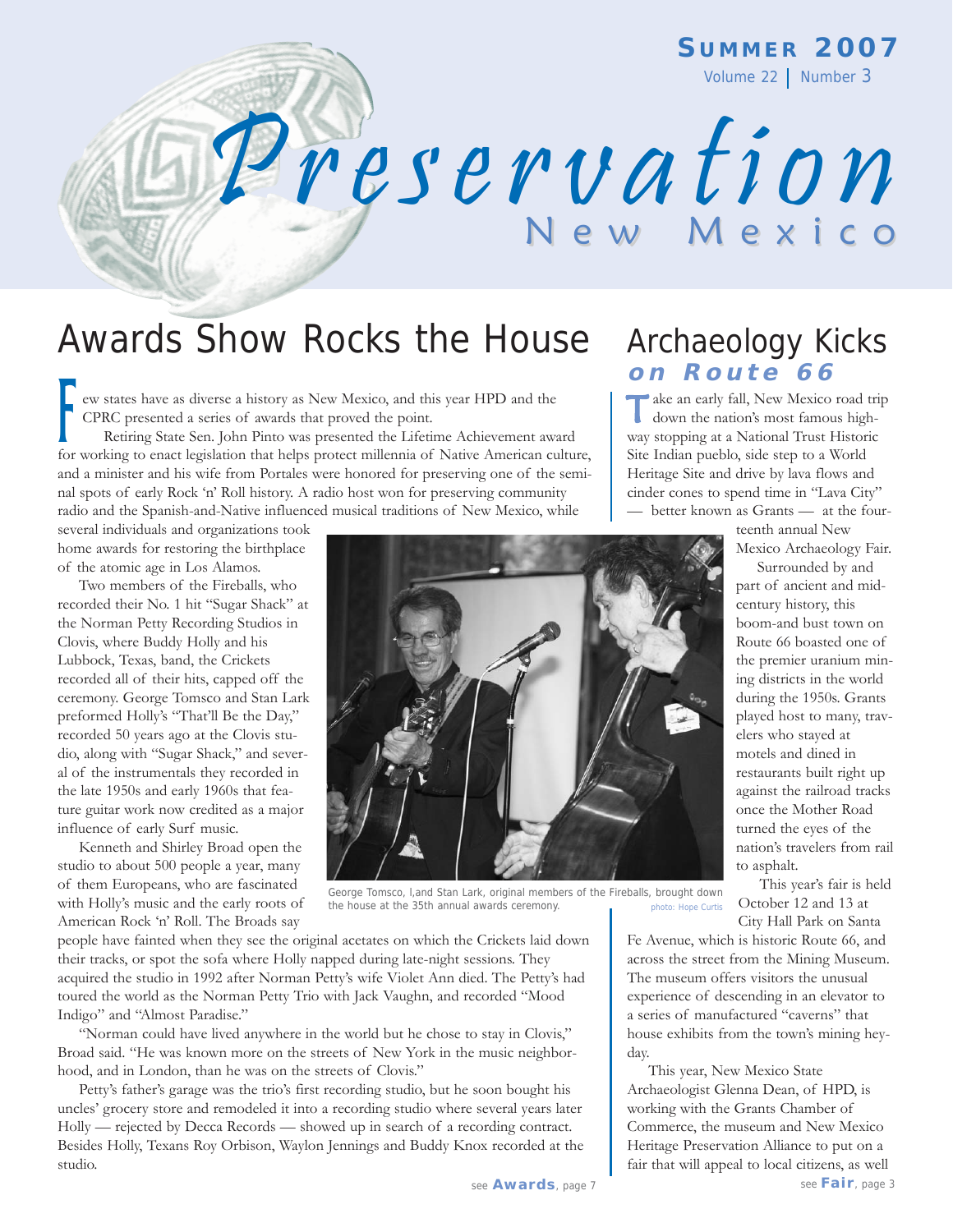# Preservation New Mexico

**Summer 2007**
Volume 22 | Number 3

## Awards Show Rocks the House

Few states have as diverse a history as New Mexico, and this year HPD and the CPRC presented a series of awards that proved the point.

Retiring State Sen. John Pinto was presented the Lifetime Achievement award for working to enact legislation that helps protect millennia of Native American culture, and a minister and his wife from Portales were honored for preserving one of the seminal spots of early Rock 'n' Roll history. A radio host won for preserving community radio and the Spanish-and-Native influenced musical traditions of New Mexico, while several individuals and organizations took home awards for restoring the birthplace of the atomic age in Los Alamos.

Two members of the Fireballs, who recorded their No. 1 hit "Sugar Shack" at the Norman Petty Recording Studios in Clovis, where Buddy Holly and his Lubbock, Texas, band, the Crickets recorded all of their hits, capped off the ceremony. George Tomsco and Stan Lark preformed Holly's "That'll Be the Day," recorded 50 years ago at the Clovis studio, along with "Sugar Shack," and several of the instrumentals they recorded in the late 1950s and early 1960s that feature guitar work now credited as a major influence of early Surf music.

George Tomsco, l,and Stan Lark, original members of the Fireballs, brought down the house at the 35th annual awards ceremony. photo: Hope Curtis

Kenneth and Shirley Broad open the studio to about 500 people a year, many of them Europeans, who are fascinated with Holly's music and the early roots of American Rock 'n' Roll. The Broads say people have fainted when they see the original acetates on which the Crickets laid down their tracks, or spot the sofa where Holly napped during late-night sessions. They acquired the studio in 1992 after Norman Petty's wife Violet Ann died. The Petty's had toured the world as the Norman Petty Trio with Jack Vaughn, and recorded "Mood Indigo" and "Almost Paradise."

"Norman could have lived anywhere in the world but he chose to stay in Clovis," Broad said. "He was known more on the streets of New York in the music neighborhood, and in London, than he was on the streets of Clovis."

Petty's father's garage was the trio's first recording studio, but he soon bought his uncles' grocery store and remodeled it into a recording studio where several years later Holly — rejected by Decca Records — showed up in search of a recording contract. Besides Holly, Texans Roy Orbison, Waylon Jennings and Buddy Knox recorded at the studio.

see **Awards**, page 7

## Archaeology Kicks *on Route 66*

Take an early fall, New Mexico road trip down the nation's most famous highway stopping at a National Trust Historic Site Indian pueblo, side step to a World Heritage Site and drive by lava flows and cinder cones to spend time in "Lava City" — better known as Grants — at the fourteenth annual New Mexico Archaeology Fair.

Surrounded by and part of ancient and mid-century history, this boom-and bust town on Route 66 boasted one of the premier uranium mining districts in the world during the 1950s. Grants played host to many, travelers who stayed at motels and dined in restaurants built right up against the railroad tracks once the Mother Road turned the eyes of the nation's travelers from rail to asphalt.

This year's fair is held October 12 and 13 at City Hall Park on Santa Fe Avenue, which is historic Route 66, and across the street from the Mining Museum. The museum offers visitors the unusual experience of descending in an elevator to a series of manufactured "caverns" that house exhibits from the town's mining heyday.

This year, New Mexico State Archaeologist Glenna Dean, of HPD, is working with the Grants Chamber of Commerce, the museum and New Mexico Heritage Preservation Alliance to put on a fair that will appeal to local citizens, as well

see **Fair**, page 3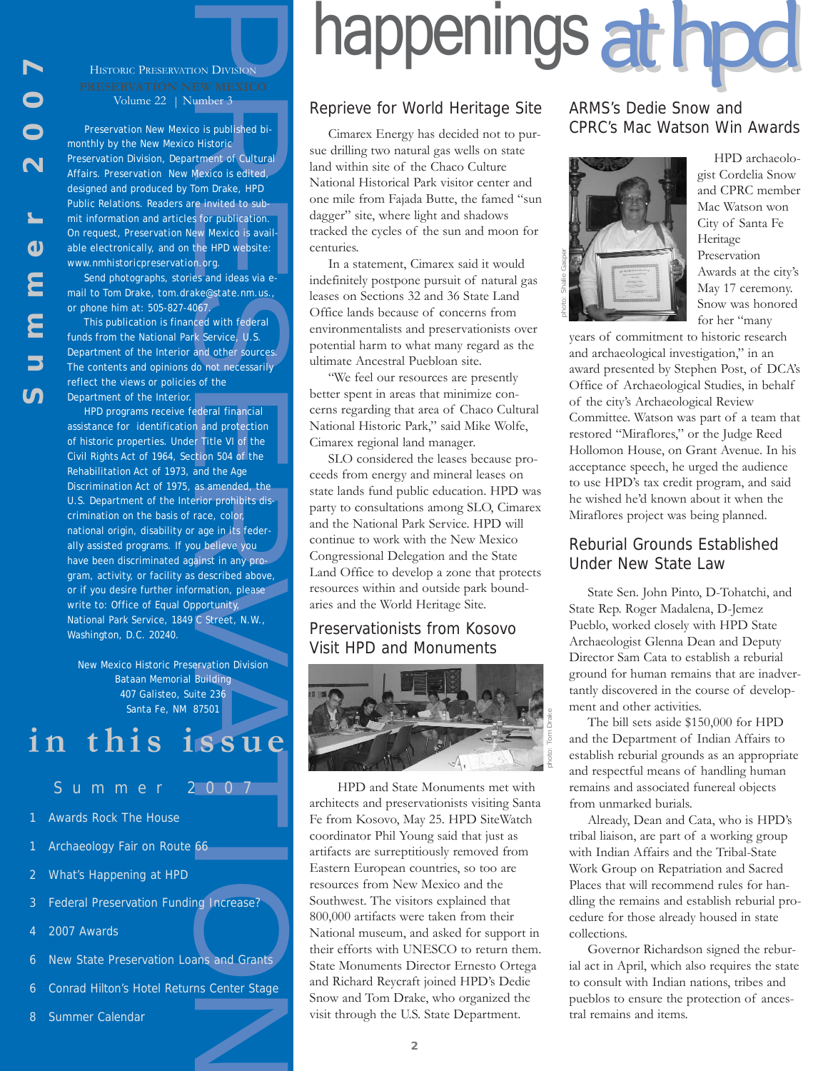# happenings at hpd

Historic Preservation Division
PRESERVATION NEW MEXICO
Volume 22 | Number 3

Preservation New Mexico is published bi-monthly by the New Mexico Historic Preservation Division, Department of Cultural Affairs. Preservation New Mexico is edited, designed and produced by Tom Drake, HPD Public Relations. Readers are invited to submit information and articles for publication. On request, Preservation New Mexico is available electronically, and on the HPD website: www.nmhistoricpreservation.org.

Send photographs, stories and ideas via e-mail to Tom Drake, tom.drake@state.nm.us., or phone him at: 505-827-4067.

This publication is financed with federal funds from the National Park Service, U.S. Department of the Interior and other sources. The contents and opinions do not necessarily reflect the views or policies of the Department of the Interior.

HPD programs receive federal financial assistance for identification and protection of historic properties. Under Title VI of the Civil Rights Act of 1964, Section 504 of the Rehabilitation Act of 1973, and the Age Discrimination Act of 1975, as amended, the U.S. Department of the Interior prohibits discrimination on the basis of race, color, national origin, disability or age in its federally assisted programs. If you believe you have been discriminated against in any program, activity, or facility as described above, or if you desire further information, please write to: Office of Equal Opportunity, National Park Service, 1849 C Street, N.W., Washington, D.C. 20240.

New Mexico Historic Preservation Division
Bataan Memorial Building
407 Galisteo, Suite 236
Santa Fe, NM 87501

## in this issue

Summer 2007

1 Awards Rock The House
1 Archaeology Fair on Route 66
2 What's Happening at HPD
3 Federal Preservation Funding Increase?
4 2007 Awards
6 New State Preservation Loans and Grants
6 Conrad Hilton's Hotel Returns Center Stage
8 Summer Calendar

## Reprieve for World Heritage Site

Cimarex Energy has decided not to pursue drilling two natural gas wells on state land within site of the Chaco Culture National Historical Park visitor center and one mile from Fajada Butte, the famed "sun dagger" site, where light and shadows tracked the cycles of the sun and moon for centuries.

In a statement, Cimarex said it would indefinitely postpone pursuit of natural gas leases on Sections 32 and 36 State Land Office lands because of concerns from environmentalists and preservationists over potential harm to what many regard as the ultimate Ancestral Puebloan site.

"We feel our resources are presently better spent in areas that minimize concerns regarding that area of Chaco Cultural National Historic Park," said Mike Wolfe, Cimarex regional land manager.

SLO considered the leases because proceeds from energy and mineral leases on state lands fund public education. HPD was party to consultations among SLO, Cimarex and the National Park Service. HPD will continue to work with the New Mexico Congressional Delegation and the State Land Office to develop a zone that protects resources within and outside park boundaries and the World Heritage Site.

## Preservationists from Kosovo Visit HPD and Monuments

photo: Tom Drake

HPD and State Monuments met with architects and preservationists visiting Santa Fe from Kosovo, May 25. HPD SiteWatch coordinator Phil Young said that just as artifacts are surreptitiously removed from Eastern European countries, so too are resources from New Mexico and the Southwest. The visitors explained that 800,000 artifacts were taken from their National museum, and asked for support in their efforts with UNESCO to return them. State Monuments Director Ernesto Ortega and Richard Reycraft joined HPD's Dedie Snow and Tom Drake, who organized the visit through the U.S. State Department.

## ARMS's Dedie Snow and CPRC's Mac Watson Win Awards

photo: Shalie Gasper

HPD archaeologist Cordelia Snow and CPRC member Mac Watson won City of Santa Fe Heritage Preservation Awards at the city's May 17 ceremony. Snow was honored for her "many years of commitment to historic research and archaeological investigation," in an award presented by Stephen Post, of DCA's Office of Archaeological Studies, in behalf of the city's Archaeological Review Committee. Watson was part of a team that restored "Miraflores," or the Judge Reed Hollomon House, on Grant Avenue. In his acceptance speech, he urged the audience to use HPD's tax credit program, and said he wished he'd known about it when the Miraflores project was being planned.

## Reburial Grounds Established Under New State Law

State Sen. John Pinto, D-Tohatchi, and State Rep. Roger Madalena, D-Jemez Pueblo, worked closely with HPD State Archaeologist Glenna Dean and Deputy Director Sam Cata to establish a reburial ground for human remains that are inadvertantly discovered in the course of development and other activities.

The bill sets aside $150,000 for HPD and the Department of Indian Affairs to establish reburial grounds as an appropriate and respectful means of handling human remains and associated funereal objects from unmarked burials.

Already, Dean and Cata, who is HPD's tribal liaison, are part of a working group with Indian Affairs and the Tribal-State Work Group on Repatriation and Sacred Places that will recommend rules for handling the remains and establish reburial procedure for those already housed in state collections.

Governor Richardson signed the reburial act in April, which also requires the state to consult with Indian nations, tribes and pueblos to ensure the protection of ancestral remains and items.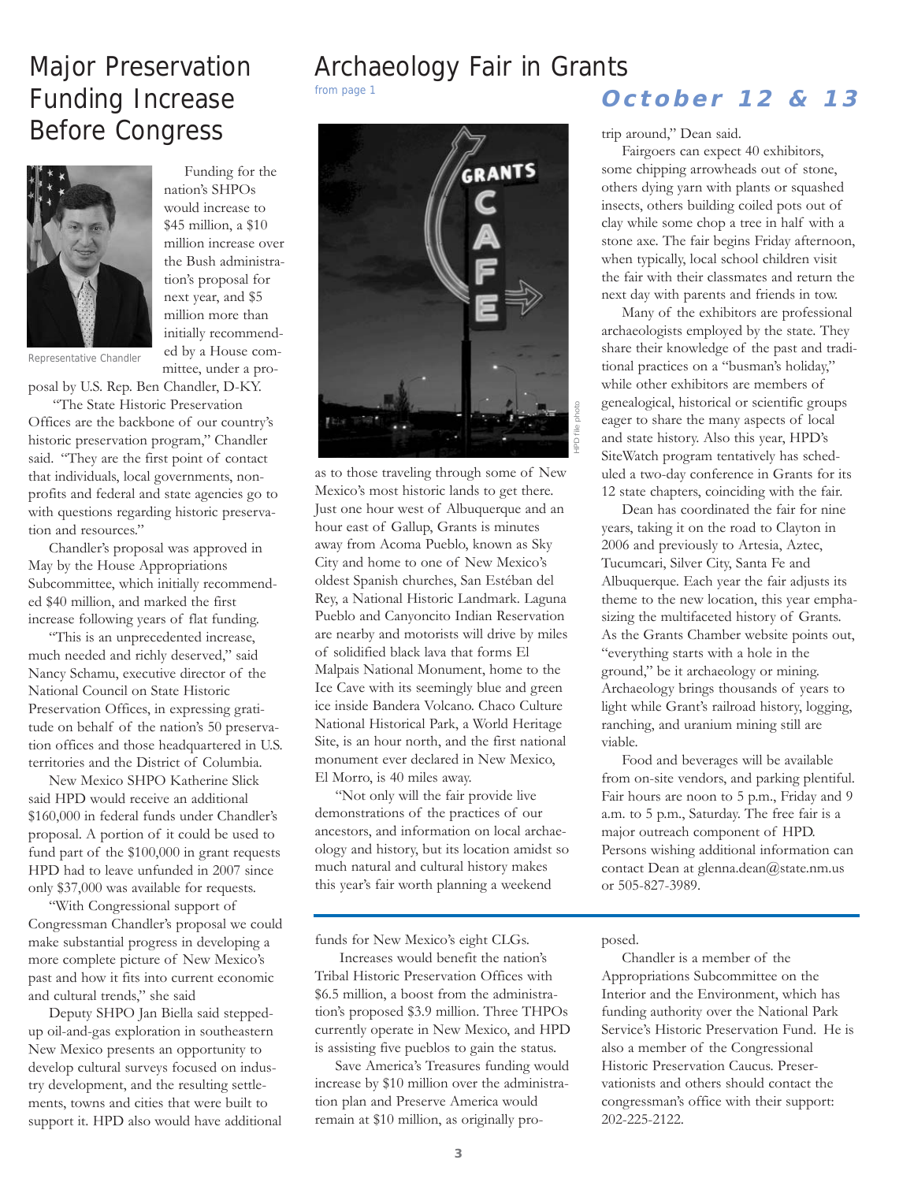# Major Preservation Funding Increase Before Congress

Representative Chandler

Funding for the nation's SHPOs would increase to $45 million, a $10 million increase over the Bush administration's proposal for next year, and $5 million more than initially recommended by a House committee, under a proposal by U.S. Rep. Ben Chandler, D-KY.

"The State Historic Preservation Offices are the backbone of our country's historic preservation program," Chandler said. "They are the first point of contact that individuals, local governments, non-profits and federal and state agencies go to with questions regarding historic preservation and resources."

Chandler's proposal was approved in May by the House Appropriations Subcommittee, which initially recommended $40 million, and marked the first increase following years of flat funding.

"This is an unprecedented increase, much needed and richly deserved," said Nancy Schamu, executive director of the National Council on State Historic Preservation Offices, in expressing gratitude on behalf of the nation's 50 preservation offices and those headquartered in U.S. territories and the District of Columbia.

New Mexico SHPO Katherine Slick said HPD would receive an additional $160,000 in federal funds under Chandler's proposal. A portion of it could be used to fund part of the $100,000 in grant requests HPD had to leave unfunded in 2007 since only $37,000 was available for requests.

"With Congressional support of Congressman Chandler's proposal we could make substantial progress in developing a more complete picture of New Mexico's past and how it fits into current economic and cultural trends," she said

Deputy SHPO Jan Biella said stepped-up oil-and-gas exploration in southeastern New Mexico presents an opportunity to develop cultural surveys focused on industry development, and the resulting settlements, towns and cities that were built to support it. HPD also would have additional funds for New Mexico's eight CLGs.

Increases would benefit the nation's Tribal Historic Preservation Offices with $6.5 million, a boost from the administration's proposed $3.9 million. Three THPOs currently operate in New Mexico, and HPD is assisting five pueblos to gain the status.

Save America's Treasures funding would increase by $10 million over the administration plan and Preserve America would remain at $10 million, as originally proposed.

Chandler is a member of the Appropriations Subcommittee on the Interior and the Environment, which has funding authority over the National Park Service's Historic Preservation Fund. He is also a member of the Congressional Historic Preservation Caucus. Preservationists and others should contact the congressman's office with their support: 202-225-2122.

# Archaeology Fair in Grants

from page 1

## *October 12 & 13*

HPD file photo

as to those traveling through some of New Mexico's most historic lands to get there. Just one hour west of Albuquerque and an hour east of Gallup, Grants is minutes away from Acoma Pueblo, known as Sky City and home to one of New Mexico's oldest Spanish churches, San Estéban del Rey, a National Historic Landmark. Laguna Pueblo and Canyoncito Indian Reservation are nearby and motorists will drive by miles of solidified black lava that forms El Malpais National Monument, home to the Ice Cave with its seemingly blue and green ice inside Bandera Volcano. Chaco Culture National Historical Park, a World Heritage Site, is an hour north, and the first national monument ever declared in New Mexico, El Morro, is 40 miles away.

"Not only will the fair provide live demonstrations of the practices of our ancestors, and information on local archaeology and history, but its location amidst so much natural and cultural history makes this year's fair worth planning a weekend trip around," Dean said.

Fairgoers can expect 40 exhibitors, some chipping arrowheads out of stone, others dying yarn with plants or squashed insects, others building coiled pots out of clay while some chop a tree in half with a stone axe. The fair begins Friday afternoon, when typically, local school children visit the fair with their classmates and return the next day with parents and friends in tow.

Many of the exhibitors are professional archaeologists employed by the state. They share their knowledge of the past and traditional practices on a "busman's holiday," while other exhibitors are members of genealogical, historical or scientific groups eager to share the many aspects of local and state history. Also this year, HPD's SiteWatch program tentatively has scheduled a two-day conference in Grants for its 12 state chapters, coinciding with the fair.

Dean has coordinated the fair for nine years, taking it on the road to Clayton in 2006 and previously to Artesia, Aztec, Tucumcari, Silver City, Santa Fe and Albuquerque. Each year the fair adjusts its theme to the new location, this year emphasizing the multifaceted history of Grants. As the Grants Chamber website points out, "everything starts with a hole in the ground," be it archaeology or mining. Archaeology brings thousands of years to light while Grant's railroad history, logging, ranching, and uranium mining still are viable.

Food and beverages will be available from on-site vendors, and parking plentiful. Fair hours are noon to 5 p.m., Friday and 9 a.m. to 5 p.m., Saturday. The free fair is a major outreach component of HPD. Persons wishing additional information can contact Dean at glenna.dean@state.nm.us or 505-827-3989.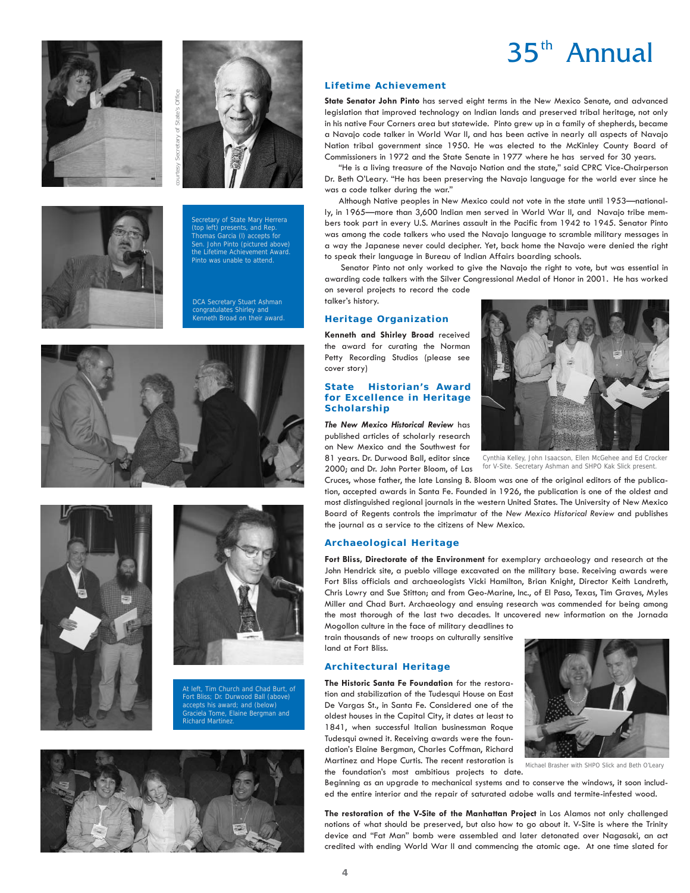# 35th Annual

## Lifetime Achievement

**State Senator John Pinto** has served eight terms in the New Mexico Senate, and advanced legislation that improved technology on Indian lands and preserved tribal heritage, not only in his native Four Corners area but statewide. Pinto grew up in a family of shepherds, became a Navajo code talker in World War II, and has been active in nearly all aspects of Navajo Nation tribal government since 1950. He was elected to the McKinley County Board of Commissioners in 1972 and the State Senate in 1977 where he has served for 30 years.

"He is a living treasure of the Navajo Nation and the state," said CPRC Vice-Chairperson Dr. Beth O'Leary. "He has been preserving the Navajo language for the world ever since he was a code talker during the war."

Although Native peoples in New Mexico could not vote in the state until 1953—nationally, in 1965—more than 3,600 Indian men served in World War II, and Navajo tribe members took part in every U.S. Marines assault in the Pacific from 1942 to 1945. Senator Pinto was among the code talkers who used the Navajo language to scramble military messages in a way the Japanese never could decipher. Yet, back home the Navajo were denied the right to speak their language in Bureau of Indian Affairs boarding schools.

Senator Pinto not only worked to give the Navajo the right to vote, but was essential in awarding code talkers with the Silver Congressional Medal of Honor in 2001. He has worked on several projects to record the code talker's history.

courtesy Secretary of State's Office

Secretary of State Mary Herrera (top left) presents, and Rep. Thomas Garcia (l) accepts for Sen. John Pinto (pictured above) the Lifetime Achievement Award. Pinto was unable to attend.

DCA Secretary Stuart Ashman congratulates Shirley and Kenneth Broad on their award.

## Heritage Organization

**Kenneth and Shirley Broad** received the award for curating the Norman Petty Recording Studios (please see cover story)

## State Historian's Award for Excellence in Heritage Scholarship

***The New Mexico Historical Review*** has published articles of scholarly research on New Mexico and the Southwest for 81 years. Dr. Durwood Ball, editor since 2000; and Dr. John Porter Bloom, of Las Cruces, whose father, the late Lansing B. Bloom was one of the original editors of the publication, accepted awards in Santa Fe. Founded in 1926, the publication is one of the oldest and most distinguished regional journals in the western United States. The University of New Mexico Board of Regents controls the imprimatur of the *New Mexico Historical Review* and publishes the journal as a service to the citizens of New Mexico.

Cynthia Kelley, John Isaacson, Ellen McGehee and Ed Crocker for V-Site. Secretary Ashman and SHPO Kak Slick present.

## Archaeological Heritage

**Fort Bliss, Directorate of the Environment** for exemplary archaeology and research at the John Hendrick site, a pueblo village excavated on the military base. Receiving awards were Fort Bliss officials and archaeologists Vicki Hamilton, Brian Knight, Director Keith Landreth, Chris Lowry and Sue Stitton; and from Geo-Marine, Inc., of El Paso, Texas, Tim Graves, Myles Miller and Chad Burt. Archaeology and ensuing research was commended for being among the most thorough of the last two decades. It uncovered new information on the Jornada Mogollon culture in the face of military deadlines to train thousands of new troops on culturally sensitive land at Fort Bliss.

At left, Tim Church and Chad Burt, of Fort Bliss; Dr. Durwood Ball (above) accepts his award; and (below) Graciela Tome, Elaine Bergman and Richard Martinez.

## Architectural Heritage

**The Historic Santa Fe Foundation** for the restoration and stabilization of the Tudesqui House on East De Vargas St., in Santa Fe. Considered one of the oldest houses in the Capital City, it dates at least to 1841, when successful Italian businessman Roque Tudesqui owned it. Receiving awards were the foundation's Elaine Bergman, Charles Coffman, Richard Martinez and Hope Curtis. The recent restoration is the foundation's most ambitious projects to date. Beginning as an upgrade to mechanical systems and to conserve the windows, it soon included the entire interior and the repair of saturated adobe walls and termite-infested wood.

Michael Brasher with SHPO Slick and Beth O'Leary

**The restoration of the V-Site of the Manhattan Project** in Los Alamos not only challenged notions of what should be preserved, but also how to go about it. V-Site is where the Trinity device and "Fat Man" bomb were assembled and later detonated over Nagasaki, an act credited with ending World War II and commencing the atomic age. At one time slated for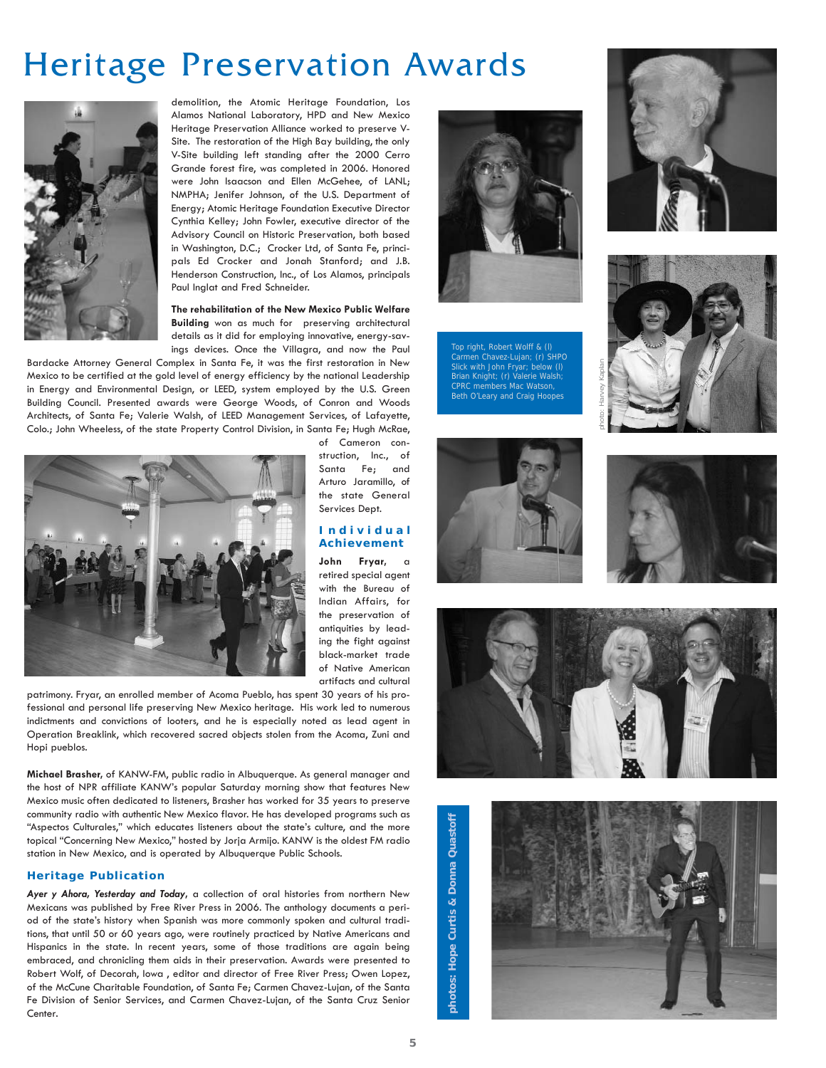# Heritage Preservation Awards

demolition, the Atomic Heritage Foundation, Los Alamos National Laboratory, HPD and New Mexico Heritage Preservation Alliance worked to preserve V-Site. The restoration of the High Bay building, the only V-Site building left standing after the 2000 Cerro Grande forest fire, was completed in 2006. Honored were John Isaacson and Ellen McGehee, of LANL; NMPHA; Jenifer Johnson, of the U.S. Department of Energy; Atomic Heritage Foundation Executive Director Cynthia Kelley; John Fowler, executive director of the Advisory Council on Historic Preservation, both based in Washington, D.C.; Crocker Ltd, of Santa Fe, principals Ed Crocker and Jonah Stanford; and J.B. Henderson Construction, Inc., of Los Alamos, principals Paul Inglat and Fred Schneider.

**The rehabilitation of the New Mexico Public Welfare Building** won as much for preserving architectural details as it did for employing innovative, energy-savings devices. Once the Villagra, and now the Paul Bardacke Attorney General Complex in Santa Fe, it was the first restoration in New Mexico to be certified at the gold level of energy efficiency by the national Leadership in Energy and Environmental Design, or LEED, system employed by the U.S. Green Building Council. Presented awards were George Woods, of Conron and Woods Architects, of Santa Fe; Valerie Walsh, of LEED Management Services, of Lafayette, Colo.; John Wheeless, of the state Property Control Division, in Santa Fe; Hugh McRae, of Cameron construction, Inc., of Santa Fe; and Arturo Jaramillo, of the state General Services Dept.

## Individual Achievement

**John Fryar**, a retired special agent with the Bureau of Indian Affairs, for the preservation of antiquities by leading the fight against black-market trade of Native American artifacts and cultural patrimony. Fryar, an enrolled member of Acoma Pueblo, has spent 30 years of his professional and personal life preserving New Mexico heritage. His work led to numerous indictments and convictions of looters, and he is especially noted as lead agent in Operation Breaklink, which recovered sacred objects stolen from the Acoma, Zuni and Hopi pueblos.

**Michael Brasher**, of KANW-FM, public radio in Albuquerque. As general manager and the host of NPR affiliate KANW's popular Saturday morning show that features New Mexico music often dedicated to listeners, Brasher has worked for 35 years to preserve community radio with authentic New Mexico flavor. He has developed programs such as "Aspectos Culturales," which educates listeners about the state's culture, and the more topical "Concerning New Mexico," hosted by Jorja Armijo. KANW is the oldest FM radio station in New Mexico, and is operated by Albuquerque Public Schools.

## Heritage Publication

***Ayer y Ahora, Yesterday and Today***, a collection of oral histories from northern New Mexicans was published by Free River Press in 2006. The anthology documents a period of the state's history when Spanish was more commonly spoken and cultural traditions, that until 50 or 60 years ago, were routinely practiced by Native Americans and Hispanics in the state. In recent years, some of those traditions are again being embraced, and chronicling them aids in their preservation. Awards were presented to Robert Wolf, of Decorah, Iowa , editor and director of Free River Press; Owen Lopez, of the McCune Charitable Foundation, of Santa Fe; Carmen Chavez-Lujan, of the Santa Fe Division of Senior Services, and Carmen Chavez-Lujan, of the Santa Cruz Senior Center.

Top right, Robert Wolff & (l) Carmen Chavez-Lujan; (r) SHPO Slick with John Fryar; below (l) Brian Knight; (r) Valerie Walsh; CPRC members Mac Watson, Beth O'Leary and Craig Hoopes

photo: Harvey Kaplan

photos: Hope Curtis & Donna Quastoff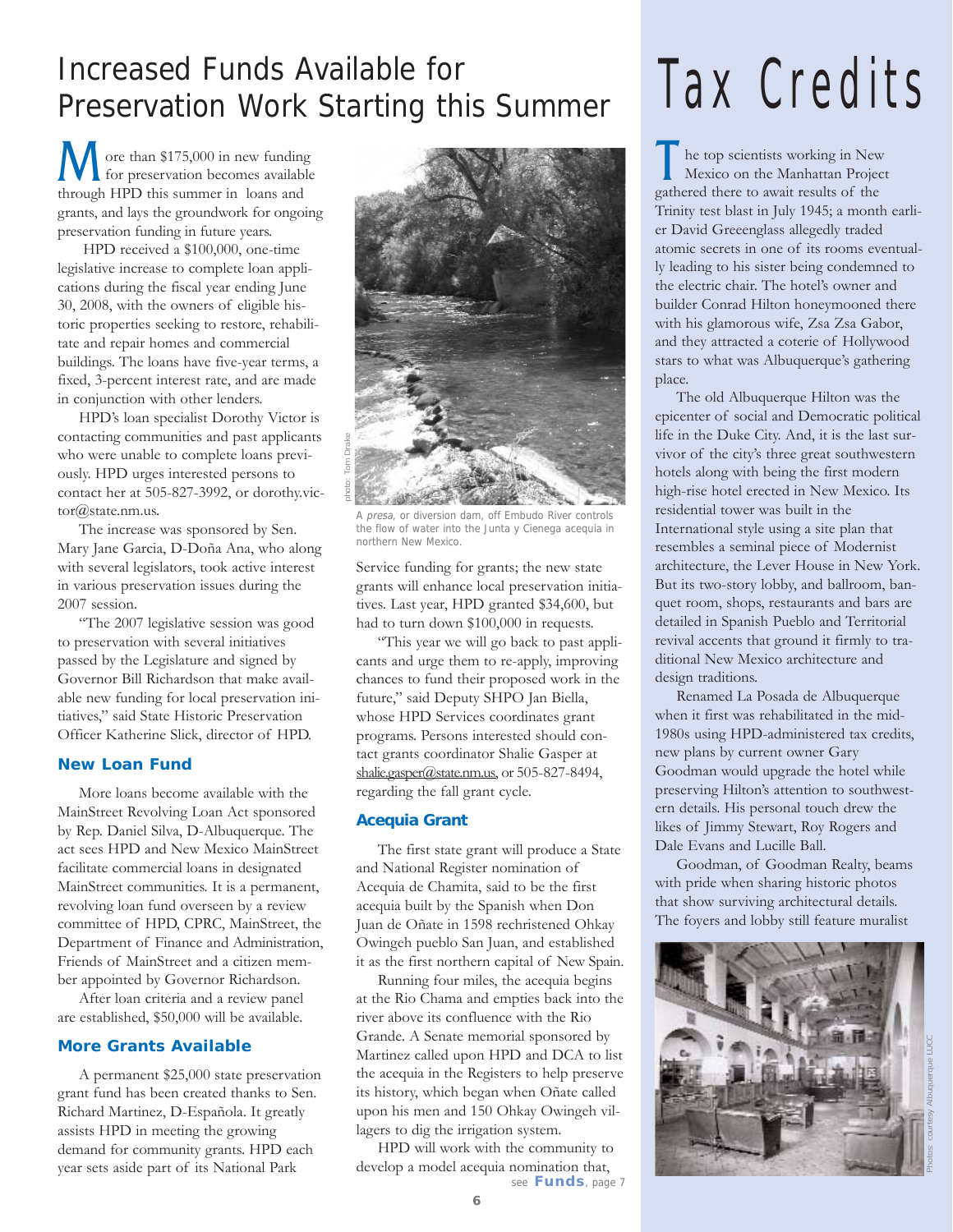# Increased Funds Available for Preservation Work Starting this Summer

More than $175,000 in new funding for preservation becomes available through HPD this summer in loans and grants, and lays the groundwork for ongoing preservation funding in future years.

HPD received a $100,000, one-time legislative increase to complete loan applications during the fiscal year ending June 30, 2008, with the owners of eligible historic properties seeking to restore, rehabilitate and repair homes and commercial buildings. The loans have five-year terms, a fixed, 3-percent interest rate, and are made in conjunction with other lenders.

HPD's loan specialist Dorothy Victor is contacting communities and past applicants who were unable to complete loans previously. HPD urges interested persons to contact her at 505-827-3992, or dorothy.victor@state.nm.us.

The increase was sponsored by Sen. Mary Jane Garcia, D-Doña Ana, who along with several legislators, took active interest in various preservation issues during the 2007 session.

"The 2007 legislative session was good to preservation with several initiatives passed by the Legislature and signed by Governor Bill Richardson that make available new funding for local preservation initiatives," said State Historic Preservation Officer Katherine Slick, director of HPD.

### New Loan Fund

More loans become available with the MainStreet Revolving Loan Act sponsored by Rep. Daniel Silva, D-Albuquerque. The act sees HPD and New Mexico MainStreet facilitate commercial loans in designated MainStreet communities. It is a permanent, revolving loan fund overseen by a review committee of HPD, CPRC, MainStreet, the Department of Finance and Administration, Friends of MainStreet and a citizen member appointed by Governor Richardson.

After loan criteria and a review panel are established, $50,000 will be available.

### More Grants Available

A permanent $25,000 state preservation grant fund has been created thanks to Sen. Richard Martinez, D-Española. It greatly assists HPD in meeting the growing demand for community grants. HPD each year sets aside part of its National Park Service funding for grants; the new state grants will enhance local preservation initiatives. Last year, HPD granted $34,600, but had to turn down $100,000 in requests.

photo: Tom Drake

A *presa*, or diversion dam, off Embudo River controls the flow of water into the Junta y Cienega acequia in northern New Mexico.

"This year we will go back to past applicants and urge them to re-apply, improving chances to fund their proposed work in the future," said Deputy SHPO Jan Biella, whose HPD Services coordinates grant programs. Persons interested should contact grants coordinator Shalie Gasper at shalie.gasper@state.nm.us, or 505-827-8494, regarding the fall grant cycle.

### Acequia Grant

The first state grant will produce a State and National Register nomination of Acequia de Chamita, said to be the first acequia built by the Spanish when Don Juan de Oñate in 1598 rechristened Ohkay Owingeh pueblo San Juan, and established it as the first northern capital of New Spain.

Running four miles, the acequia begins at the Rio Chama and empties back into the river above its confluence with the Rio Grande. A Senate memorial sponsored by Martinez called upon HPD and DCA to list the acequia in the Registers to help preserve its history, which began when Oñate called upon his men and 150 Ohkay Owingeh villagers to dig the irrigation system.

HPD will work with the community to develop a model acequia nomination that,

see **Funds**, page 7

# Tax Credits

The top scientists working in New Mexico on the Manhattan Project gathered there to await results of the Trinity test blast in July 1945; a month earlier David Greeenglass allegedly traded atomic secrets in one of its rooms eventually leading to his sister being condemned to the electric chair. The hotel's owner and builder Conrad Hilton honeymooned there with his glamorous wife, Zsa Zsa Gabor, and they attracted a coterie of Hollywood stars to what was Albuquerque's gathering place.

The old Albuquerque Hilton was the epicenter of social and Democratic political life in the Duke City. And, it is the last survivor of the city's three great southwestern hotels along with being the first modern high-rise hotel erected in New Mexico. Its residential tower was built in the International style using a site plan that resembles a seminal piece of Modernist architecture, the Lever House in New York. But its two-story lobby, and ballroom, banquet room, shops, restaurants and bars are detailed in Spanish Pueblo and Territorial revival accents that ground it firmly to traditional New Mexico architecture and design traditions.

Renamed La Posada de Albuquerque when it first was rehabilitated in the mid-1980s using HPD-administered tax credits, new plans by current owner Gary Goodman would upgrade the hotel while preserving Hilton's attention to southwestern details. His personal touch drew the likes of Jimmy Stewart, Roy Rogers and Dale Evans and Lucille Ball.

Goodman, of Goodman Realty, beams with pride when sharing historic photos that show surviving architectural details. The foyers and lobby still feature muralist

Photos: courtesy Albuquerque LLCC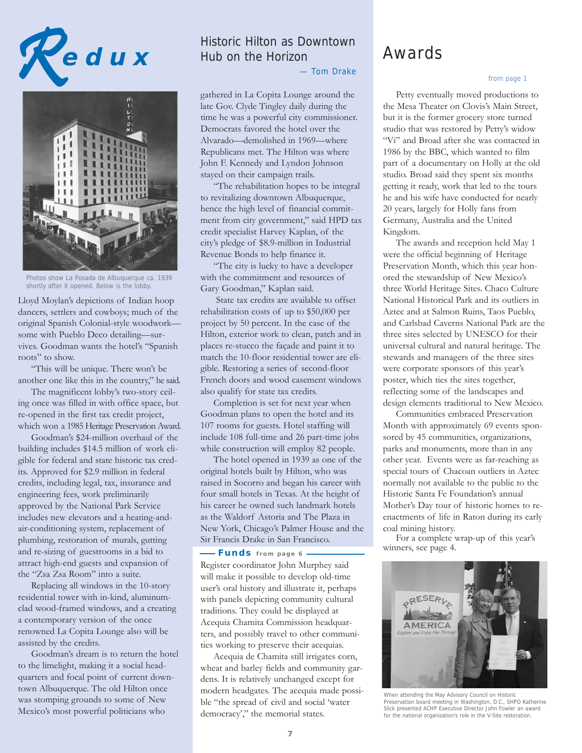# Redux

Photos show La Posada de Albuquerque ca. 1939 shortly after it opened. Below is the lobby.

Lloyd Moylan's depictions of Indian hoop dancers, settlers and cowboys; much of the original Spanish Colonial-style woodwork—some with Pueblo Deco detailing—survives. Goodman wants the hotel's "Spanish roots" to show.

"This will be unique. There won't be another one like this in the country," he said.

The magnificent lobby's two-story ceiling once was filled in with office space, but re-opened in the first tax credit project, which won a 1985 Heritage Preservation Award.

Goodman's $24-million overhaul of the building includes $14.5 million of work eligible for federal and state historic tax credits. Approved for $2.9 million in federal credits, including legal, tax, insurance and engineering fees, work preliminarily approved by the National Park Service includes new elevators and a heating-and-air-conditioning system, replacement of plumbing, restoration of murals, gutting and re-sizing of guestrooms in a bid to attract high-end guests and expansion of the "Zsa Zsa Room" into a suite.

Replacing all windows in the 10-story residential tower with in-kind, aluminum-clad wood-framed windows, and a creating a contemporary version of the once renowned La Copita Lounge also will be assisted by the credits.

Goodman's dream is to return the hotel to the limelight, making it a social headquarters and focal point of current downtown Albuquerque. The old Hilton once was stomping grounds to some of New Mexico's most powerful politicians who

## Historic Hilton as Downtown Hub on the Horizon

— Tom Drake

gathered in La Copita Lounge around the late Gov. Clyde Tingley daily during the time he was a powerful city commissioner. Democrats favored the hotel over the Alvarado—demolished in 1969—where Republicans met. The Hilton was where John F. Kennedy and Lyndon Johnson stayed on their campaign trails.

"The rehabilitation hopes to be integral to revitalizing downtown Albuquerque, hence the high level of financial commitment from city government," said HPD tax credit specialist Harvey Kaplan, of the city's pledge of $8.9-million in Industrial Revenue Bonds to help finance it.

"The city is lucky to have a developer with the commitment and resources of Gary Goodman," Kaplan said.

State tax credits are available to offset rehabilitation costs of up to $50,000 per project by 50 percent. In the case of the Hilton, exterior work to clean, patch and in places re-stucco the façade and paint it to match the 10-floor residential tower are eligible. Restoring a series of second-floor French doors and wood casement windows also qualify for state tax credits.

Completion is set for next year when Goodman plans to open the hotel and its 107 rooms for guests. Hotel staffing will include 108 full-time and 26 part-time jobs while construction will employ 82 people.

The hotel opened in 1939 as one of the original hotels built by Hilton, who was raised in Socorro and began his career with four small hotels in Texas. At the height of his career he owned such landmark hotels as the Waldorf Astoria and The Plaza in New York, Chicago's Palmer House and the Sir Francis Drake in San Francisco.

## Funds from page 6

Register coordinator John Murphey said will make it possible to develop old-time user's oral history and illustrate it, perhaps with panels depicting community cultural traditions. They could be displayed at Acequia Chamita Commission headquarters, and possibly travel to other communities working to preserve their acequias.

Acequia de Chamita still irrigates corn, wheat and barley fields and community gardens. It is relatively unchanged except for modern headgates. The acequia made possible "the spread of civil and social 'water democracy'," the memorial states.

## Awards

from page 1

Petty eventually moved productions to the Mesa Theater on Clovis's Main Street, but it is the former grocery store turned studio that was restored by Petty's widow "Vi" and Broad after she was contacted in 1986 by the BBC, which wanted to film part of a documentary on Holly at the old studio. Broad said they spent six months getting it ready, work that led to the tours he and his wife have conducted for nearly 20 years, largely for Holly fans from Germany, Australia and the United Kingdom.

The awards and reception held May 1 were the official beginning of Heritage Preservation Month, which this year honored the stewardship of New Mexico's three World Heritage Sites. Chaco Culture National Historical Park and its outliers in Aztec and at Salmon Ruins, Taos Pueblo, and Carlsbad Caverns National Park are the three sites selected by UNESCO for their universal cultural and natural heritage. The stewards and managers of the three sites were corporate sponsors of this year's poster, which ties the sites together, reflecting some of the landscapes and design elements traditional to New Mexico.

Communities embraced Preservation Month with approximately 69 events sponsored by 45 communities, organizations, parks and monuments, more than in any other year. Events were as far-reaching as special tours of Chacoan outliers in Aztec normally not available to the public to the Historic Santa Fe Foundation's annual Mother's Day tour of historic homes to re-enactments of life in Raton during its early coal mining history.

For a complete wrap-up of this year's winners, see page 4.

When attending the May Advisory Council on Historic Preservation board meeting in Washington, D.C., SHPO Katherine Slick presented ACHP Executive Director John Fowler an award for the national organization's role in the V-Site restoration.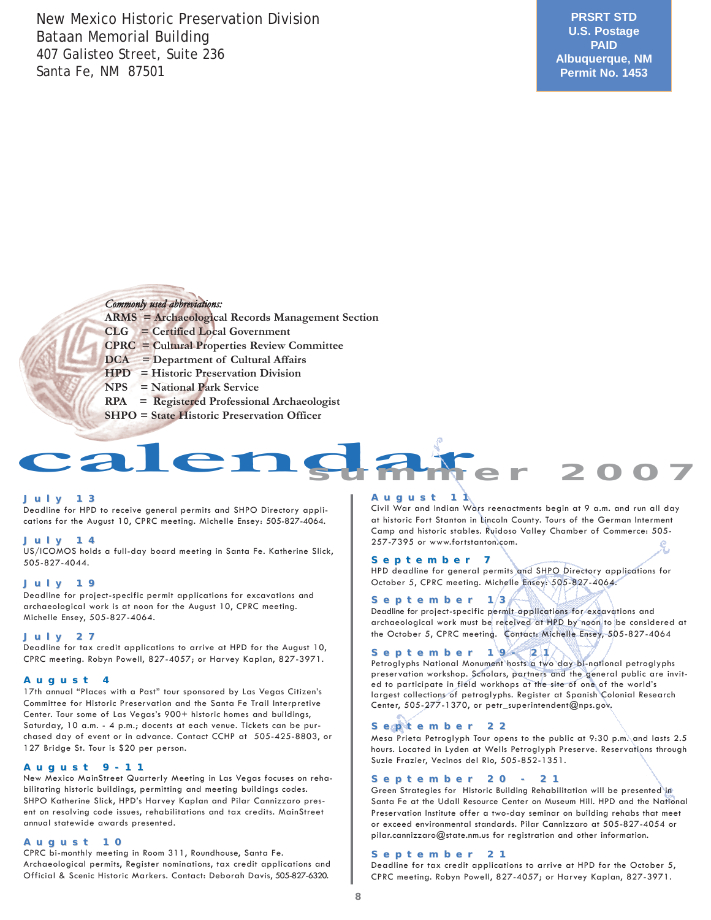New Mexico Historic Preservation Division
Bataan Memorial Building
407 Galisteo Street, Suite 236
Santa Fe, NM 87501

PRSRT STD
U.S. Postage
PAID
Albuquerque, NM
Permit No. 1453

*Commonly used abbreviations:*

**ARMS** = Archaeological Records Management Section
**CLG** = Certified Local Government
**CPRC** = Cultural Properties Review Committee
**DCA** = Department of Cultural Affairs
**HPD** = Historic Preservation Division
**NPS** = National Park Service
**RPA** = Registered Professional Archaeologist
**SHPO** = State Historic Preservation Officer

# calendar summer 2007

### July 13
Deadline for HPD to receive general permits and SHPO Directory applications for the August 10, CPRC meeting. Michelle Ensey: 505-827-4064.

### July 14
US/ICOMOS holds a full-day board meeting in Santa Fe. Katherine Slick, 505-827-4044.

### July 19
Deadline for project-specific permit applications for excavations and archaeological work is at noon for the August 10, CPRC meeting. Michelle Ensey, 505-827-4064.

### July 27
Deadline for tax credit applications to arrive at HPD for the August 10, CPRC meeting. Robyn Powell, 827-4057; or Harvey Kaplan, 827-3971.

### August 4
17th annual "Places with a Past" tour sponsored by Las Vegas Citizen's Committee for Historic Preservation and the Santa Fe Trail Interpretive Center. Tour some of Las Vegas's 900+ historic homes and buildings, Saturday, 10 a.m. - 4 p.m.; docents at each venue. Tickets can be purchased day of event or in advance. Contact CCHP at 505-425-8803, or 127 Bridge St. Tour is $20 per person.

### August 9-11
New Mexico MainStreet Quarterly Meeting in Las Vegas focuses on rehabilitating historic buildings, permitting and meeting buildings codes. SHPO Katherine Slick, HPD's Harvey Kaplan and Pilar Cannizzaro present on resolving code issues, rehabilitations and tax credits. MainStreet annual statewide awards presented.

### August 10
CPRC bi-monthly meeting in Room 311, Roundhouse, Santa Fe. Archaeological permits, Register nominations, tax credit applications and Official & Scenic Historic Markers. Contact: Deborah Davis, 505-827-6320.

### August 11
Civil War and Indian Wars reenactments begin at 9 a.m. and run all day at historic Fort Stanton in Lincoln County. Tours of the German Interment Camp and historic stables. Ruidoso Valley Chamber of Commerce: 505-257-7395 or www.fortstanton.com.

### September 7
HPD deadline for general permits and SHPO Directory applications for October 5, CPRC meeting. Michelle Ensey: 505-827-4064.

### September 13
Deadline for project-specific permit applications for excavations and archaeological work must be received at HPD by noon to be considered at the October 5, CPRC meeting. Contact: Michelle Ensey, 505-827-4064

### September 19 - 21
Petroglyphs National Monument hosts a two day bi-national petroglyphs preservation workshop. Scholars, partners and the general public are invited to participate in field workhops at the site of one of the world's largest collections of petroglyphs. Register at Spanish Colonial Research Center, 505-277-1370, or petr_superintendent@nps.gov.

### September 22
Mesa Prieta Petroglyph Tour opens to the public at 9:30 p.m. and lasts 2.5 hours. Located in Lyden at Wells Petroglyph Preserve. Reservations through Suzie Frazier, Vecinos del Rio, 505-852-1351.

### September 20 - 21
Green Strategies for Historic Building Rehabilitation will be presented in Santa Fe at the Udall Resource Center on Museum Hill. HPD and the National Preservation Institute offer a two-day seminar on building rehabs that meet or exceed environmental standards. Pilar Cannizzaro at 505-827-4054 or pilar.cannizzaro@state.nm.us for registration and other information.

### September 21
Deadline for tax credit applications to arrive at HPD for the October 5, CPRC meeting. Robyn Powell, 827-4057; or Harvey Kaplan, 827-3971.